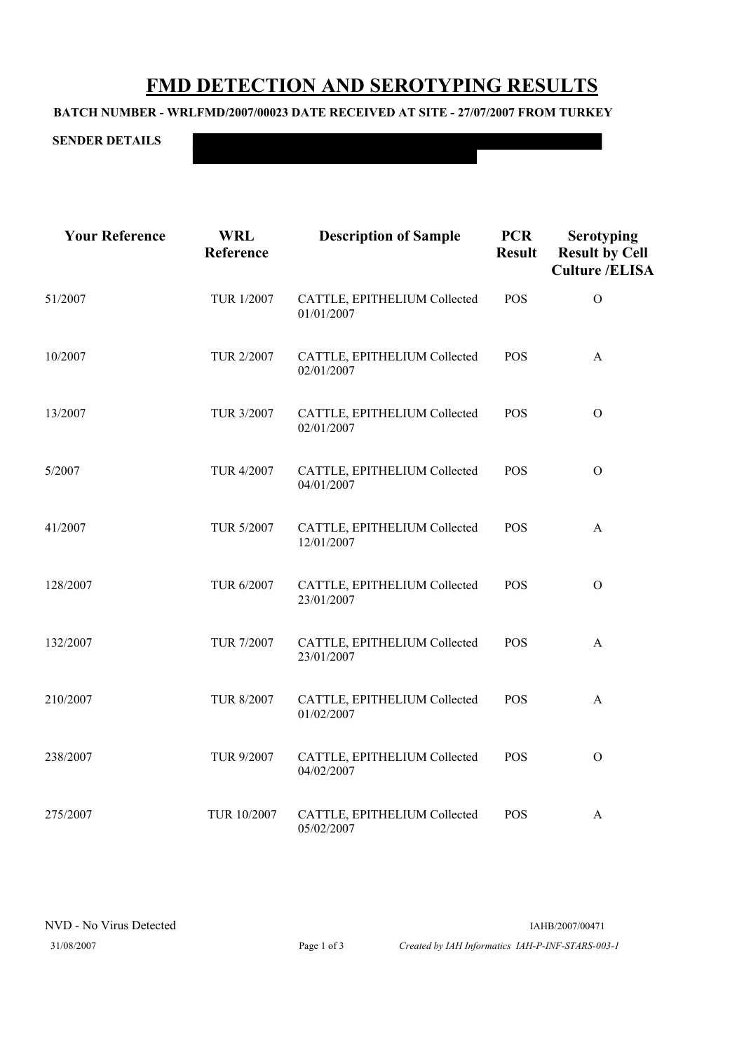# FMD DETECTION AND SEROTYPING RESULTS

**BATCH NUMBER - WRLFMD/2007/00023 DATE RECEIVED AT SITE - 27/07/2007 FROM TURKEY**

**SENDER DETAILS**

| Your Reference | WRL Reference | Description of Sample | PCR Result | Serotyping Result by Cell Culture /ELISA |
|---|---|---|---|---|
| 51/2007 | TUR 1/2007 | CATTLE, EPITHELIUM Collected 01/01/2007 | POS | O |
| 10/2007 | TUR 2/2007 | CATTLE, EPITHELIUM Collected 02/01/2007 | POS | A |
| 13/2007 | TUR 3/2007 | CATTLE, EPITHELIUM Collected 02/01/2007 | POS | O |
| 5/2007 | TUR 4/2007 | CATTLE, EPITHELIUM Collected 04/01/2007 | POS | O |
| 41/2007 | TUR 5/2007 | CATTLE, EPITHELIUM Collected 12/01/2007 | POS | A |
| 128/2007 | TUR 6/2007 | CATTLE, EPITHELIUM Collected 23/01/2007 | POS | O |
| 132/2007 | TUR 7/2007 | CATTLE, EPITHELIUM Collected 23/01/2007 | POS | A |
| 210/2007 | TUR 8/2007 | CATTLE, EPITHELIUM Collected 01/02/2007 | POS | A |
| 238/2007 | TUR 9/2007 | CATTLE, EPITHELIUM Collected 04/02/2007 | POS | O |
| 275/2007 | TUR 10/2007 | CATTLE, EPITHELIUM Collected 05/02/2007 | POS | A |

NVD - No Virus Detected

IAHB/2007/00471

31/08/2007

*Created by IAH Informatics IAH-P-INF-STARS-003-1*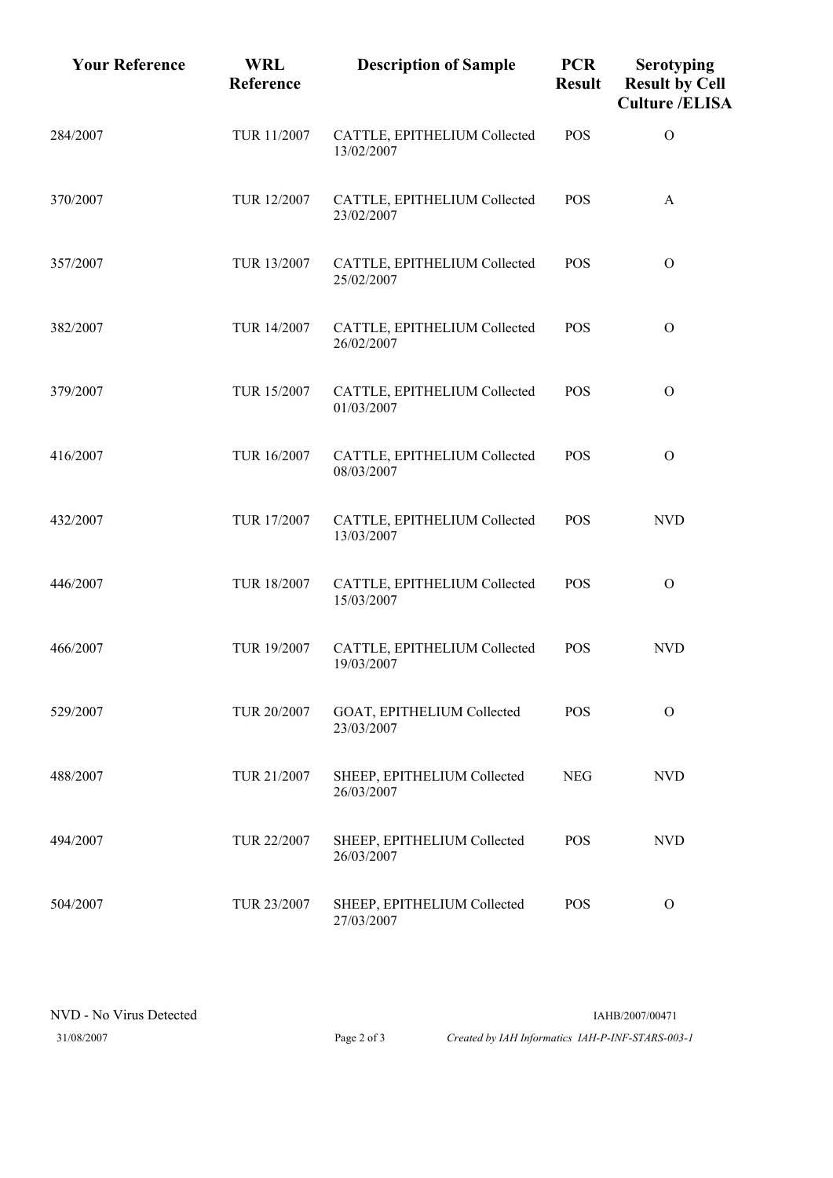| Your Reference | WRL Reference | Description of Sample | PCR Result | Serotyping Result by Cell Culture /ELISA |
|---|---|---|---|---|
| 284/2007 | TUR 11/2007 | CATTLE, EPITHELIUM Collected 13/02/2007 | POS | O |
| 370/2007 | TUR 12/2007 | CATTLE, EPITHELIUM Collected 23/02/2007 | POS | A |
| 357/2007 | TUR 13/2007 | CATTLE, EPITHELIUM Collected 25/02/2007 | POS | O |
| 382/2007 | TUR 14/2007 | CATTLE, EPITHELIUM Collected 26/02/2007 | POS | O |
| 379/2007 | TUR 15/2007 | CATTLE, EPITHELIUM Collected 01/03/2007 | POS | O |
| 416/2007 | TUR 16/2007 | CATTLE, EPITHELIUM Collected 08/03/2007 | POS | O |
| 432/2007 | TUR 17/2007 | CATTLE, EPITHELIUM Collected 13/03/2007 | POS | NVD |
| 446/2007 | TUR 18/2007 | CATTLE, EPITHELIUM Collected 15/03/2007 | POS | O |
| 466/2007 | TUR 19/2007 | CATTLE, EPITHELIUM Collected 19/03/2007 | POS | NVD |
| 529/2007 | TUR 20/2007 | GOAT, EPITHELIUM Collected 23/03/2007 | POS | O |
| 488/2007 | TUR 21/2007 | SHEEP, EPITHELIUM Collected 26/03/2007 | NEG | NVD |
| 494/2007 | TUR 22/2007 | SHEEP, EPITHELIUM Collected 26/03/2007 | POS | NVD |
| 504/2007 | TUR 23/2007 | SHEEP, EPITHELIUM Collected 27/03/2007 | POS | O |

NVD - No Virus Detected

IAHB/2007/00471

31/08/2007

*Created by IAH Informatics IAH-P-INF-STARS-003-1*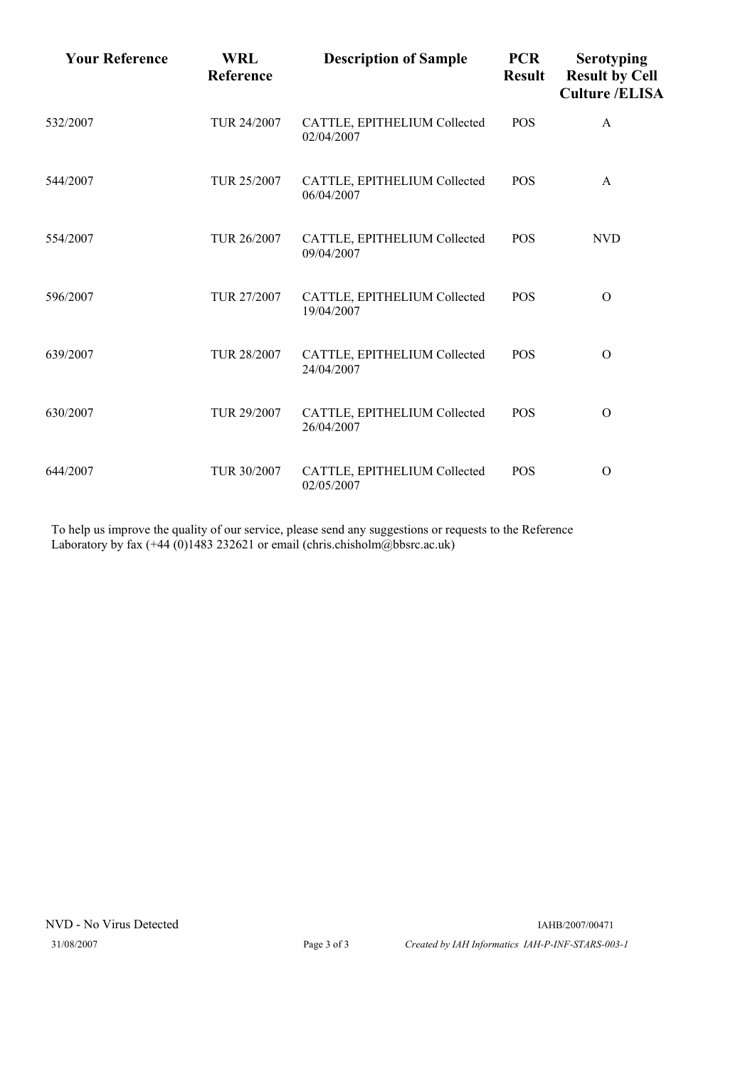| Your Reference | WRL Reference | Description of Sample | PCR Result | Serotyping Result by Cell Culture /ELISA |
|---|---|---|---|---|
| 532/2007 | TUR 24/2007 | CATTLE, EPITHELIUM Collected 02/04/2007 | POS | A |
| 544/2007 | TUR 25/2007 | CATTLE, EPITHELIUM Collected 06/04/2007 | POS | A |
| 554/2007 | TUR 26/2007 | CATTLE, EPITHELIUM Collected 09/04/2007 | POS | NVD |
| 596/2007 | TUR 27/2007 | CATTLE, EPITHELIUM Collected 19/04/2007 | POS | O |
| 639/2007 | TUR 28/2007 | CATTLE, EPITHELIUM Collected 24/04/2007 | POS | O |
| 630/2007 | TUR 29/2007 | CATTLE, EPITHELIUM Collected 26/04/2007 | POS | O |
| 644/2007 | TUR 30/2007 | CATTLE, EPITHELIUM Collected 02/05/2007 | POS | O |

To help us improve the quality of our service, please send any suggestions or requests to the Reference Laboratory by fax (+44 (0)1483 232621 or email (chris.chisholm@bbsrc.ac.uk)

NVD - No Virus Detected

IAHB/2007/00471

31/08/2007

*Created by IAH Informatics IAH-P-INF-STARS-003-1*